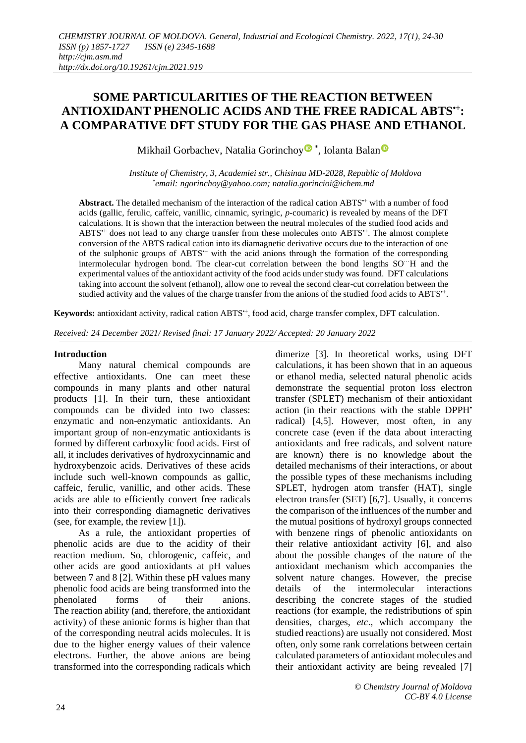# SOME PARTICULARITIES OF THE REACTION BETWEEN ANTIOXIDANT PHENOLIC ACIDS AND THE FREE RADICAL ABTS$^{•+}$: A COMPARATIVE DFT STUDY FOR THE GAS PHASE AND ETHANOL

Mikhail Gorbachev, Natalia Gorinchoy *, Iolanta Balan

*Institute of Chemistry, 3, Academiei str., Chisinau MD-2028, Republic of Moldova*
*email: ngorinchoy@yahoo.com; natalia.gorincioi@ichem.md*

**Abstract.** The detailed mechanism of the interaction of the radical cation ABTS$^{•+}$ with a number of food acids (gallic, ferulic, caffeic, vanillic, cinnamic, syringic, *p*-coumaric) is revealed by means of the DFT calculations. It is shown that the interaction between the neutral molecules of the studied food acids and ABTS$^{•+}$ does not lead to any charge transfer from these molecules onto ABTS$^{•+}$. The almost complete conversion of the ABTS radical cation into its diamagnetic derivative occurs due to the interaction of one of the sulphonic groups of ABTS$^{•+}$ with the acid anions through the formation of the corresponding intermolecular hydrogen bond. The clear-cut correlation between the bond lengths SO···H and the experimental values of the antioxidant activity of the food acids under study was found. DFT calculations taking into account the solvent (ethanol), allow one to reveal the second clear-cut correlation between the studied activity and the values of the charge transfer from the anions of the studied food acids to ABTS$^{•+}$.

**Keywords:** antioxidant activity, radical cation ABTS$^{•+}$, food acid, charge transfer complex, DFT calculation.

*Received: 24 December 2021/ Revised final: 17 January 2022/ Accepted: 20 January 2022*

## Introduction

Many natural chemical compounds are effective antioxidants. One can meet these compounds in many plants and other natural products [1]. In their turn, these antioxidant compounds can be divided into two classes: enzymatic and non-enzymatic antioxidants. An important group of non-enzymatic antioxidants is formed by different carboxylic food acids. First of all, it includes derivatives of hydroxycinnamic and hydroxybenzoic acids. Derivatives of these acids include such well-known compounds as gallic, caffeic, ferulic, vanillic, and other acids. These acids are able to efficiently convert free radicals into their corresponding diamagnetic derivatives (see, for example, the review [1]).

As a rule, the antioxidant properties of phenolic acids are due to the acidity of their reaction medium. So, chlorogenic, caffeic, and other acids are good antioxidants at pH values between 7 and 8 [2]. Within these pH values many phenolic food acids are being transformed into the phenolated forms of their anions. The reaction ability (and, therefore, the antioxidant activity) of these anionic forms is higher than that of the corresponding neutral acids molecules. It is due to the higher energy values of their valence electrons. Further, the above anions are being transformed into the corresponding radicals which dimerize [3]. In theoretical works, using DFT calculations, it has been shown that in an aqueous or ethanol media, selected natural phenolic acids demonstrate the sequential proton loss electron transfer (SPLET) mechanism of their antioxidant action (in their reactions with the stable DPPH$^{•}$ radical) [4,5]. However, most often, in any concrete case (even if the data about interacting antioxidants and free radicals, and solvent nature are known) there is no knowledge about the detailed mechanisms of their interactions, or about the possible types of these mechanisms including SPLET, hydrogen atom transfer (HAT), single electron transfer (SET) [6,7]. Usually, it concerns the comparison of the influences of the number and the mutual positions of hydroxyl groups connected with benzene rings of phenolic antioxidants on their relative antioxidant activity [6], and also about the possible changes of the nature of the antioxidant mechanism which accompanies the solvent nature changes. However, the precise details of the intermolecular interactions describing the concrete stages of the studied reactions (for example, the redistributions of spin densities, charges, *etc*., which accompany the studied reactions) are usually not considered. Most often, only some rank correlations between certain calculated parameters of antioxidant molecules and their antioxidant activity are being revealed [7]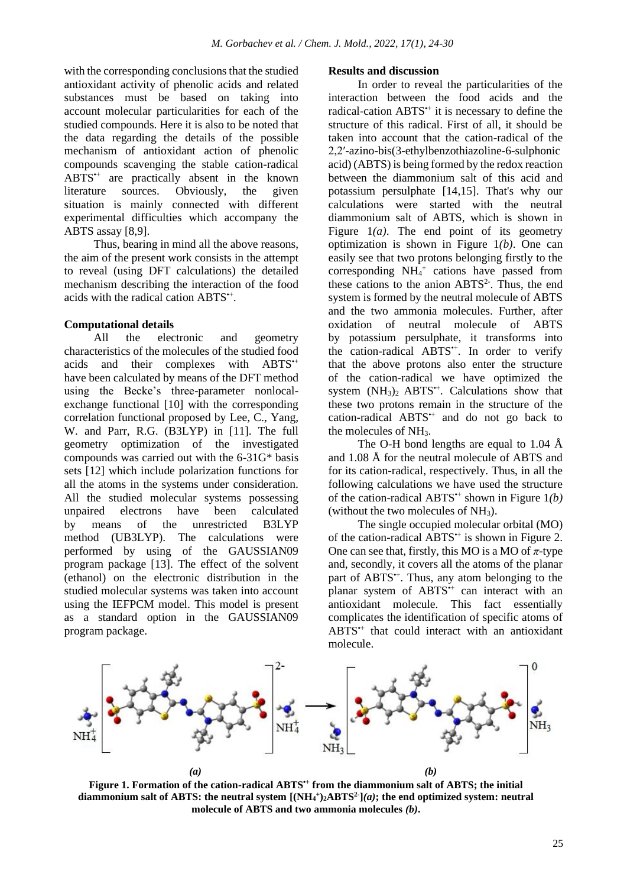with the corresponding conclusions that the studied antioxidant activity of phenolic acids and related substances must be based on taking into account molecular particularities for each of the studied compounds. Here it is also to be noted that the data regarding the details of the possible mechanism of antioxidant action of phenolic compounds scavenging the stable cation-radical $ABTS^{\bullet+}$ are practically absent in the known literature sources. Obviously, the given situation is mainly connected with different experimental difficulties which accompany the ABTS assay [8,9].

Thus, bearing in mind all the above reasons, the aim of the present work consists in the attempt to reveal (using DFT calculations) the detailed mechanism describing the interaction of the food acids with the radical cation $ABTS^{\bullet+}$.

### Computational details

All the electronic and geometry characteristics of the molecules of the studied food acids and their complexes with $ABTS^{\bullet+}$ have been calculated by means of the DFT method using the Becke's three-parameter nonlocal-exchange functional [10] with the corresponding correlation functional proposed by Lee, C., Yang, W. and Parr, R.G. (B3LYP) in [11]. The full geometry optimization of the investigated compounds was carried out with the 6-31G* basis sets [12] which include polarization functions for all the atoms in the systems under consideration. All the studied molecular systems possessing unpaired electrons have been calculated by means of the unrestricted B3LYP method (UB3LYP). The calculations were performed by using of the GAUSSIAN09 program package [13]. The effect of the solvent (ethanol) on the electronic distribution in the studied molecular systems was taken into account using the IEFPCM model. This model is present as a standard option in the GAUSSIAN09 program package.

### Results and discussion

In order to reveal the particularities of the interaction between the food acids and the radical-cation $ABTS^{\bullet+}$ it is necessary to define the structure of this radical. First of all, it should be taken into account that the cation-radical of the 2,2′-azino-bis(3-ethylbenzothiazoline-6-sulphonic acid) (ABTS) is being formed by the redox reaction between the diammonium salt of this acid and potassium persulphate [14,15]. That's why our calculations were started with the neutral diammonium salt of ABTS, which is shown in Figure 1*(a)*. The end point of its geometry optimization is shown in Figure 1*(b)*. One can easily see that two protons belonging firstly to the corresponding $NH_4^+$ cations have passed from these cations to the anion $ABTS^{2-}$. Thus, the end system is formed by the neutral molecule of ABTS and the two ammonia molecules. Further, after oxidation of neutral molecule of ABTS by potassium persulphate, it transforms into the cation-radical $ABTS^{\bullet+}$. In order to verify that the above protons also enter the structure of the cation-radical we have optimized the system $(NH_3)_2$ $ABTS^{\bullet+}$. Calculations show that these two protons remain in the structure of the cation-radical $ABTS^{\bullet+}$ and do not go back to the molecules of $NH_3$.

The O-H bond lengths are equal to 1.04 Å and 1.08 Å for the neutral molecule of ABTS and for its cation-radical, respectively. Thus, in all the following calculations we have used the structure of the cation-radical $ABTS^{\bullet+}$ shown in Figure 1*(b)* (without the two molecules of $NH_3$).

The single occupied molecular orbital (MO) of the cation-radical $ABTS^{\bullet+}$ is shown in Figure 2. One can see that, firstly, this MO is a MO of $\pi$-type and, secondly, it covers all the atoms of the planar part of $ABTS^{\bullet+}$. Thus, any atom belonging to the planar system of $ABTS^{\bullet+}$ can interact with an antioxidant molecule. This fact essentially complicates the identification of specific atoms of $ABTS^{\bullet+}$ that could interact with an antioxidant molecule.

**Figure 1. Formation of the cation-radical $ABTS^{\bullet+}$ from the diammonium salt of ABTS; the initial diammonium salt of ABTS: the neutral system $[(NH_4^+)_2ABTS^{2-}]$*(a)*; the end optimized system: neutral molecule of ABTS and two ammonia molecules *(b)*.**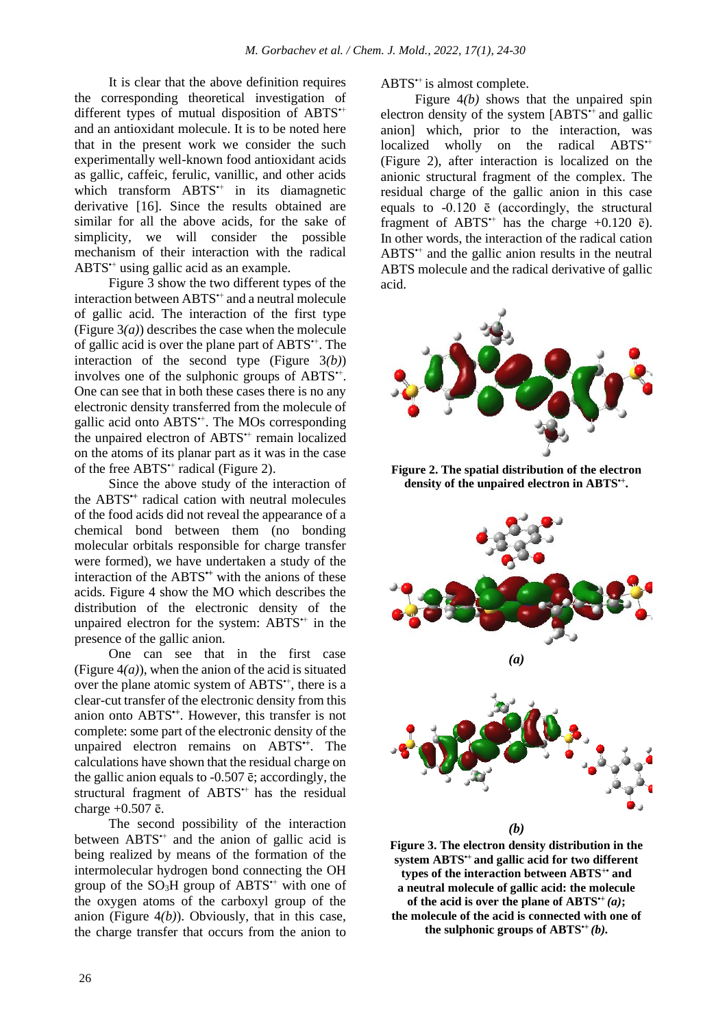It is clear that the above definition requires the corresponding theoretical investigation of different types of mutual disposition of $ABTS^{\bullet+}$ and an antioxidant molecule. It is to be noted here that in the present work we consider the such experimentally well-known food antioxidant acids as gallic, caffeic, ferulic, vanillic, and other acids which transform $ABTS^{\bullet+}$ in its diamagnetic derivative [16]. Since the results obtained are similar for all the above acids, for the sake of simplicity, we will consider the possible mechanism of their interaction with the radical $ABTS^{\bullet+}$ using gallic acid as an example.

Figure 3 show the two different types of the interaction between $ABTS^{\bullet+}$ and a neutral molecule of gallic acid. The interaction of the first type (Figure 3*(a)*) describes the case when the molecule of gallic acid is over the plane part of $ABTS^{\bullet+}$. The interaction of the second type (Figure 3*(b)*) involves one of the sulphonic groups of $ABTS^{\bullet+}$. One can see that in both these cases there is no any electronic density transferred from the molecule of gallic acid onto $ABTS^{\bullet+}$. The MOs corresponding the unpaired electron of $ABTS^{\bullet+}$ remain localized on the atoms of its planar part as it was in the case of the free $ABTS^{\bullet+}$ radical (Figure 2).

Since the above study of the interaction of the $ABTS^{\bullet+}$ radical cation with neutral molecules of the food acids did not reveal the appearance of a chemical bond between them (no bonding molecular orbitals responsible for charge transfer were formed), we have undertaken a study of the interaction of the $ABTS^{\bullet+}$ with the anions of these acids. Figure 4 show the MO which describes the distribution of the electronic density of the unpaired electron for the system: $ABTS^{\bullet+}$ in the presence of the gallic anion.

One can see that in the first case (Figure 4*(a)*), when the anion of the acid is situated over the plane atomic system of $ABTS^{\bullet+}$, there is a clear-cut transfer of the electronic density from this anion onto $ABTS^{\bullet+}$. However, this transfer is not complete: some part of the electronic density of the unpaired electron remains on $ABTS^{\bullet+}$. The calculations have shown that the residual charge on the gallic anion equals to -0.507 ē; accordingly, the structural fragment of $ABTS^{\bullet+}$ has the residual charge +0.507 ē.

The second possibility of the interaction between $ABTS^{\bullet+}$ and the anion of gallic acid is being realized by means of the formation of the intermolecular hydrogen bond connecting the OH group of the $SO_3H$ group of $ABTS^{\bullet+}$ with one of the oxygen atoms of the carboxyl group of the anion (Figure 4*(b)*). Obviously, that in this case, the charge transfer that occurs from the anion to $ABTS^{\bullet+}$ is almost complete.

Figure 4*(b)* shows that the unpaired spin electron density of the system [$ABTS^{\bullet+}$ and gallic anion] which, prior to the interaction, was localized wholly on the radical $ABTS^{\bullet+}$ (Figure 2), after interaction is localized on the anionic structural fragment of the complex. The residual charge of the gallic anion in this case equals to -0.120 ē (accordingly, the structural fragment of $ABTS^{\bullet+}$ has the charge +0.120 ē). In other words, the interaction of the radical cation $ABTS^{\bullet+}$ and the gallic anion results in the neutral ABTS molecule and the radical derivative of gallic acid.

**Figure 2. The spatial distribution of the electron density of the unpaired electron in $ABTS^{\bullet+}$.**

*(a)*

*(b)*

**Figure 3. The electron density distribution in the system $ABTS^{\bullet+}$ and gallic acid for two different types of the interaction between $ABTS^{\bullet+}$ and a neutral molecule of gallic acid: the molecule of the acid is over the plane of $ABTS^{\bullet+}$ *(a)*; the molecule of the acid is connected with one of the sulphonic groups of $ABTS^{\bullet+}$ *(b)*.**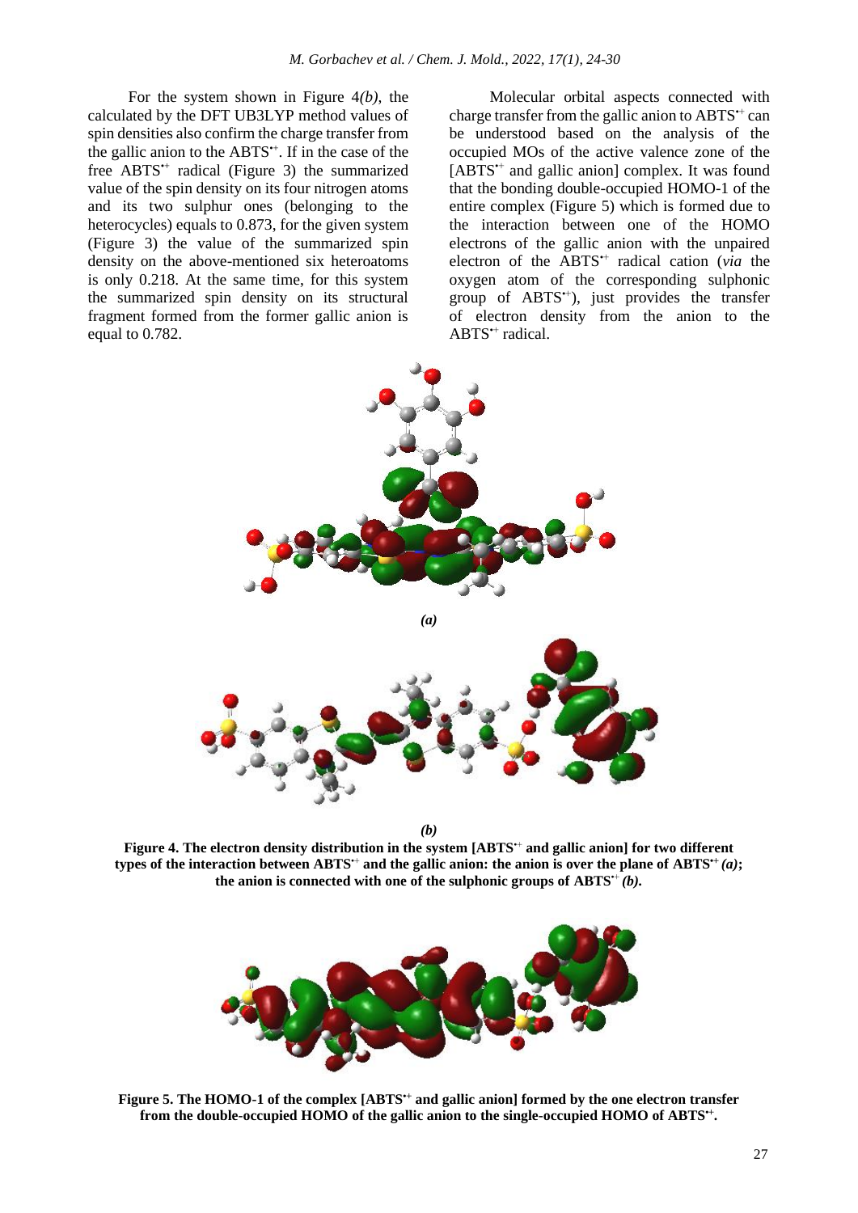For the system shown in Figure 4*(b)*, the calculated by the DFT UB3LYP method values of spin densities also confirm the charge transfer from the gallic anion to the $ABTS^{•+}$. If in the case of the free $ABTS^{•+}$ radical (Figure 3) the summarized value of the spin density on its four nitrogen atoms and its two sulphur ones (belonging to the heterocycles) equals to 0.873, for the given system (Figure 3) the value of the summarized spin density on the above-mentioned six heteroatoms is only 0.218. At the same time, for this system the summarized spin density on its structural fragment formed from the former gallic anion is equal to 0.782.

Molecular orbital aspects connected with charge transfer from the gallic anion to $ABTS^{•+}$ can be understood based on the analysis of the occupied MOs of the active valence zone of the [$ABTS^{•+}$ and gallic anion] complex. It was found that the bonding double-occupied HOMO-1 of the entire complex (Figure 5) which is formed due to the interaction between one of the HOMO electrons of the gallic anion with the unpaired electron of the $ABTS^{•+}$ radical cation (*via* the oxygen atom of the corresponding sulphonic group of $ABTS^{•+}$), just provides the transfer of electron density from the anion to the $ABTS^{•+}$ radical.

*(a)*

*(b)*

**Figure 4. The electron density distribution in the system [$ABTS^{•+}$ and gallic anion] for two different types of the interaction between $ABTS^{•+}$ and the gallic anion: the anion is over the plane of $ABTS^{•+}$ *(a)*; the anion is connected with one of the sulphonic groups of $ABTS^{•+}$ *(b)*.**

**Figure 5. The HOMO-1 of the complex [$ABTS^{•+}$ and gallic anion] formed by the one electron transfer from the double-occupied HOMO of the gallic anion to the single-occupied HOMO of $ABTS^{•+}$.**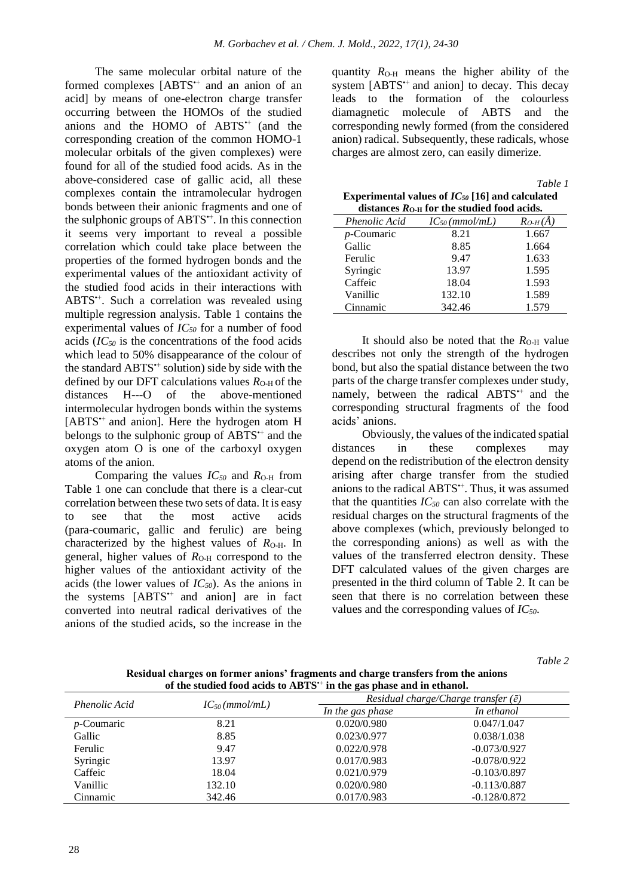The same molecular orbital nature of the formed complexes [ABTS$^{•+}$ and an anion of an acid] by means of one-electron charge transfer occurring between the HOMOs of the studied anions and the HOMO of ABTS$^{•+}$ (and the corresponding creation of the common HOMO-1 molecular orbitals of the given complexes) were found for all of the studied food acids. As in the above-considered case of gallic acid, all these complexes contain the intramolecular hydrogen bonds between their anionic fragments and one of the sulphonic groups of ABTS$^{•+}$. In this connection it seems very important to reveal a possible correlation which could take place between the properties of the formed hydrogen bonds and the experimental values of the antioxidant activity of the studied food acids in their interactions with ABTS$^{•+}$. Such a correlation was revealed using multiple regression analysis. Table 1 contains the experimental values of $IC_{50}$ for a number of food acids ($IC_{50}$ is the concentrations of the food acids which lead to 50% disappearance of the colour of the standard ABTS$^{•+}$ solution) side by side with the defined by our DFT calculations values $R_{O\text{-}H}$ of the distances H---O of the above-mentioned intermolecular hydrogen bonds within the systems [ABTS$^{•+}$ and anion]. Here the hydrogen atom H belongs to the sulphonic group of ABTS$^{•+}$ and the oxygen atom O is one of the carboxyl oxygen atoms of the anion.

Comparing the values $IC_{50}$ and $R_{O\text{-}H}$ from Table 1 one can conclude that there is a clear-cut correlation between these two sets of data. It is easy to see that the most active acids (para-coumaric, gallic and ferulic) are being characterized by the highest values of $R_{O\text{-}H}$. In general, higher values of $R_{O\text{-}H}$ correspond to the higher values of the antioxidant activity of the acids (the lower values of $IC_{50}$). As the anions in the systems [ABTS$^{•+}$ and anion] are in fact converted into neutral radical derivatives of the anions of the studied acids, so the increase in the quantity $R_{O\text{-}H}$ means the higher ability of the system [ABTS$^{•+}$ and anion] to decay. This decay leads to the formation of the colourless diamagnetic molecule of ABTS and the corresponding newly formed (from the considered anion) radical. Subsequently, these radicals, whose charges are almost zero, can easily dimerize.

*Table 1*

**Experimental values of $IC_{50}$ [16] and calculated distances $R_{O\text{-}H}$ for the studied food acids.**

| *Phenolic Acid* | $IC_{50}$ *(mmol/mL)* | $R_{O\text{-}H}$ *(Å)* |
|---|---|---|
| *p*-Coumaric | 8.21 | 1.667 |
| Gallic | 8.85 | 1.664 |
| Ferulic | 9.47 | 1.633 |
| Syringic | 13.97 | 1.595 |
| Caffeic | 18.04 | 1.593 |
| Vanillic | 132.10 | 1.589 |
| Cinnamic | 342.46 | 1.579 |

It should also be noted that the $R_{O\text{-}H}$ value describes not only the strength of the hydrogen bond, but also the spatial distance between the two parts of the charge transfer complexes under study, namely, between the radical ABTS$^{•+}$ and the corresponding structural fragments of the food acids' anions.

Obviously, the values of the indicated spatial distances in these complexes may depend on the redistribution of the electron density arising after charge transfer from the studied anions to the radical ABTS$^{•+}$. Thus, it was assumed that the quantities $IC_{50}$ can also correlate with the residual charges on the structural fragments of the above complexes (which, previously belonged to the corresponding anions) as well as with the values of the transferred electron density. These DFT calculated values of the given charges are presented in the third column of Table 2. It can be seen that there is no correlation between these values and the corresponding values of $IC_{50}$.

*Table 2*

**Residual charges on former anions' fragments and charge transfers from the anions of the studied food acids to ABTS$^{•+}$ in the gas phase and in ethanol.**

| *Phenolic Acid* | $IC_{50}$ *(mmol/mL)* | *Residual charge/Charge transfer ($\bar{e}$)* | |
|---|---|---|---|
| | | *In the gas phase* | *In ethanol* |
| *p*-Coumaric | 8.21 | 0.020/0.980 | 0.047/1.047 |
| Gallic | 8.85 | 0.023/0.977 | 0.038/1.038 |
| Ferulic | 9.47 | 0.022/0.978 | -0.073/0.927 |
| Syringic | 13.97 | 0.017/0.983 | -0.078/0.922 |
| Caffeic | 18.04 | 0.021/0.979 | -0.103/0.897 |
| Vanillic | 132.10 | 0.020/0.980 | -0.113/0.887 |
| Cinnamic | 342.46 | 0.017/0.983 | -0.128/0.872 |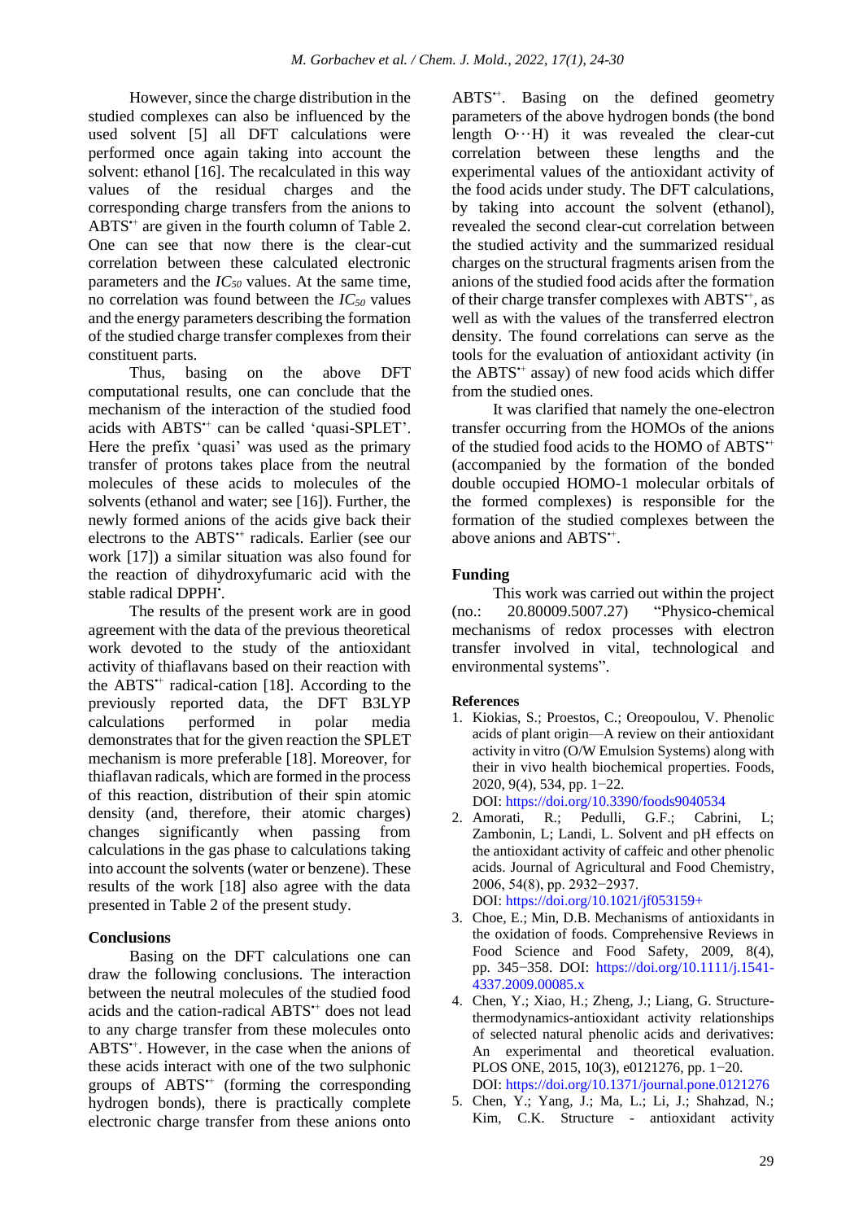However, since the charge distribution in the studied complexes can also be influenced by the used solvent [5] all DFT calculations were performed once again taking into account the solvent: ethanol [16]. The recalculated in this way values of the residual charges and the corresponding charge transfers from the anions to $ABTS^{\bullet+}$ are given in the fourth column of Table 2. One can see that now there is the clear-cut correlation between these calculated electronic parameters and the $IC_{50}$ values. At the same time, no correlation was found between the $IC_{50}$ values and the energy parameters describing the formation of the studied charge transfer complexes from their constituent parts.

Thus, basing on the above DFT computational results, one can conclude that the mechanism of the interaction of the studied food acids with $ABTS^{\bullet+}$ can be called 'quasi-SPLET'. Here the prefix 'quasi' was used as the primary transfer of protons takes place from the neutral molecules of these acids to molecules of the solvents (ethanol and water; see [16]). Further, the newly formed anions of the acids give back their electrons to the $ABTS^{\bullet+}$ radicals. Earlier (see our work [17]) a similar situation was also found for the reaction of dihydroxyfumaric acid with the stable radical $DPPH^{\bullet}$.

The results of the present work are in good agreement with the data of the previous theoretical work devoted to the study of the antioxidant activity of thiaflavans based on their reaction with the $ABTS^{\bullet+}$ radical-cation [18]. According to the previously reported data, the DFT B3LYP calculations performed in polar media demonstrates that for the given reaction the SPLET mechanism is more preferable [18]. Moreover, for thiaflavan radicals, which are formed in the process of this reaction, distribution of their spin atomic density (and, therefore, their atomic charges) changes significantly when passing from calculations in the gas phase to calculations taking into account the solvents (water or benzene). These results of the work [18] also agree with the data presented in Table 2 of the present study.

## Conclusions

Basing on the DFT calculations one can draw the following conclusions. The interaction between the neutral molecules of the studied food acids and the cation-radical $ABTS^{\bullet+}$ does not lead to any charge transfer from these molecules onto $ABTS^{\bullet+}$. However, in the case when the anions of these acids interact with one of the two sulphonic groups of $ABTS^{\bullet+}$ (forming the corresponding hydrogen bonds), there is practically complete electronic charge transfer from these anions onto $ABTS^{\bullet+}$. Basing on the defined geometry parameters of the above hydrogen bonds (the bond length O···H) it was revealed the clear-cut correlation between these lengths and the experimental values of the antioxidant activity of the food acids under study. The DFT calculations, by taking into account the solvent (ethanol), revealed the second clear-cut correlation between the studied activity and the summarized residual charges on the structural fragments arisen from the anions of the studied food acids after the formation of their charge transfer complexes with $ABTS^{\bullet+}$, as well as with the values of the transferred electron density. The found correlations can serve as the tools for the evaluation of antioxidant activity (in the $ABTS^{\bullet+}$ assay) of new food acids which differ from the studied ones.

It was clarified that namely the one-electron transfer occurring from the HOMOs of the anions of the studied food acids to the HOMO of $ABTS^{\bullet+}$ (accompanied by the formation of the bonded double occupied HOMO-1 molecular orbitals of the formed complexes) is responsible for the formation of the studied complexes between the above anions and $ABTS^{\bullet+}$.

## Funding

This work was carried out within the project (no.: 20.80009.5007.27) "Physico-chemical mechanisms of redox processes with electron transfer involved in vital, technological and environmental systems".

### References

1. Kiokias, S.; Proestos, C.; Oreopoulou, V. Phenolic acids of plant origin—A review on their antioxidant activity in vitro (O/W Emulsion Systems) along with their in vivo health biochemical properties. Foods, 2020, 9(4), 534, pp. 1−22. DOI: https://doi.org/10.3390/foods9040534
2. Amorati, R.; Pedulli, G.F.; Cabrini, L; Zambonin, L; Landi, L. Solvent and pH effects on the antioxidant activity of caffeic and other phenolic acids. Journal of Agricultural and Food Chemistry, 2006, 54(8), pp. 2932−2937. DOI: https://doi.org/10.1021/jf053159+
3. Choe, E.; Min, D.B. Mechanisms of antioxidants in the oxidation of foods. Comprehensive Reviews in Food Science and Food Safety, 2009, 8(4), pp. 345−358. DOI: https://doi.org/10.1111/j.1541-4337.2009.00085.x
4. Chen, Y.; Xiao, H.; Zheng, J.; Liang, G. Structure-thermodynamics-antioxidant activity relationships of selected natural phenolic acids and derivatives: An experimental and theoretical evaluation. PLOS ONE, 2015, 10(3), e0121276, pp. 1−20. DOI: https://doi.org/10.1371/journal.pone.0121276
5. Chen, Y.; Yang, J.; Ma, L.; Li, J.; Shahzad, N.; Kim, C.K. Structure - antioxidant activity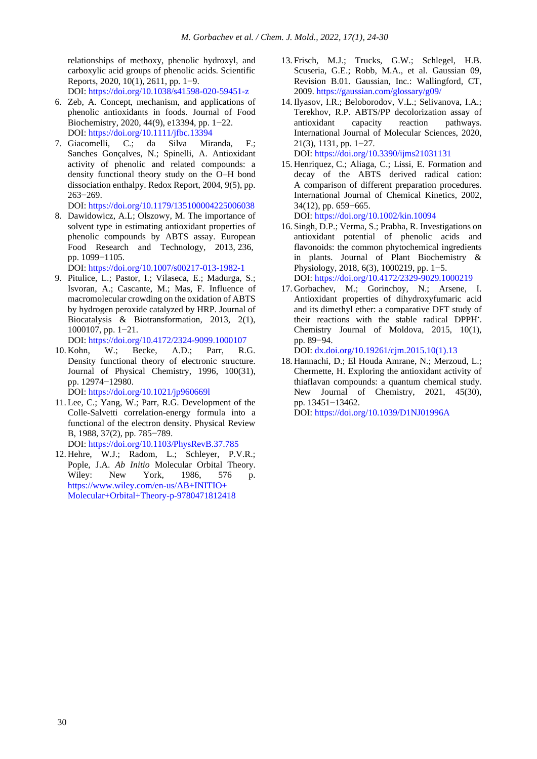relationships of methoxy, phenolic hydroxyl, and carboxylic acid groups of phenolic acids. Scientific Reports, 2020, 10(1), 2611, pp. 1−9.
DOI: https://doi.org/10.1038/s41598-020-59451-z

6. Zeb, A. Concept, mechanism, and applications of phenolic antioxidants in foods. Journal of Food Biochemistry, 2020, 44(9), e13394, pp. 1−22.
DOI: https://doi.org/10.1111/jfbc.13394
7. Giacomelli, C.; da Silva Miranda, F.; Sanches Gonçalves, N.; Spinelli, A. Antioxidant activity of phenolic and related compounds: a density functional theory study on the O–H bond dissociation enthalpy. Redox Report, 2004, 9(5), pp. 263−269.
DOI: https://doi.org/10.1179/135100004225006038
8. Dawidowicz, A.L; Olszowy, M. The importance of solvent type in estimating antioxidant properties of phenolic compounds by ABTS assay. European Food Research and Technology, 2013, 236, pp. 1099−1105.
DOI: https://doi.org/10.1007/s00217-013-1982-1
9. Pitulice, L.; Pastor, I.; Vilaseca, E.; Madurga, S.; Isvoran, A.; Cascante, M.; Mas, F. Influence of macromolecular crowding on the oxidation of ABTS by hydrogen peroxide catalyzed by HRP. Journal of Biocatalysis & Biotransformation, 2013, 2(1), 1000107, pp. 1−21.
DOI: https://doi.org/10.4172/2324-9099.1000107
10. Kohn, W.; Becke, A.D.; Parr, R.G. Density functional theory of electronic structure. Journal of Physical Chemistry, 1996, 100(31), pp. 12974−12980.
DOI: https://doi.org/10.1021/jp960669l
11. Lee, C.; Yang, W.; Parr, R.G. Development of the Colle-Salvetti correlation-energy formula into a functional of the electron density. Physical Review B, 1988, 37(2), pp. 785−789.
DOI: https://doi.org/10.1103/PhysRevB.37.785
12. Hehre, W.J.; Radom, L.; Schleyer, P.V.R.; Pople, J.A. *Ab Initio* Molecular Orbital Theory. Wiley: New York, 1986, 576 p. https://www.wiley.com/en-us/AB+INITIO+Molecular+Orbital+Theory-p-9780471812418
13. Frisch, M.J.; Trucks, G.W.; Schlegel, H.B. Scuseria, G.E.; Robb, M.A., et al. Gaussian 09, Revision B.01. Gaussian, Inc.: Wallingford, CT, 2009. https://gaussian.com/glossary/g09/
14. Ilyasov, I.R.; Beloborodov, V.L.; Selivanova, I.A.; Terekhov, R.P. ABTS/PP decolorization assay of antioxidant capacity reaction pathways. International Journal of Molecular Sciences, 2020, 21(3), 1131, pp. 1−27.
DOI: https://doi.org/10.3390/ijms21031131
15. Henriquez, C.; Aliaga, C.; Lissi, E. Formation and decay of the ABTS derived radical cation: A comparison of different preparation procedures. International Journal of Chemical Kinetics, 2002, 34(12), pp. 659−665.
DOI: https://doi.org/10.1002/kin.10094
16. Singh, D.P.; Verma, S.; Prabha, R. Investigations on antioxidant potential of phenolic acids and flavonoids: the common phytochemical ingredients in plants. Journal of Plant Biochemistry & Physiology, 2018, 6(3), 1000219, pp. 1−5.
DOI: https://doi.org/10.4172/2329-9029.1000219
17. Gorbachev, M.; Gorinchoy, N.; Arsene, I. Antioxidant properties of dihydroxyfumaric acid and its dimethyl ether: a comparative DFT study of their reactions with the stable radical DPPH•. Chemistry Journal of Moldova, 2015, 10(1), pp. 89−94.
DOI: dx.doi.org/10.19261/cjm.2015.10(1).13
18. Hannachi, D.; El Houda Amrane, N.; Merzoud, L.; Chermette, H. Exploring the antioxidant activity of thiaflavan compounds: a quantum chemical study. New Journal of Chemistry, 2021, 45(30), pp. 13451−13462.
DOI: https://doi.org/10.1039/D1NJ01996A